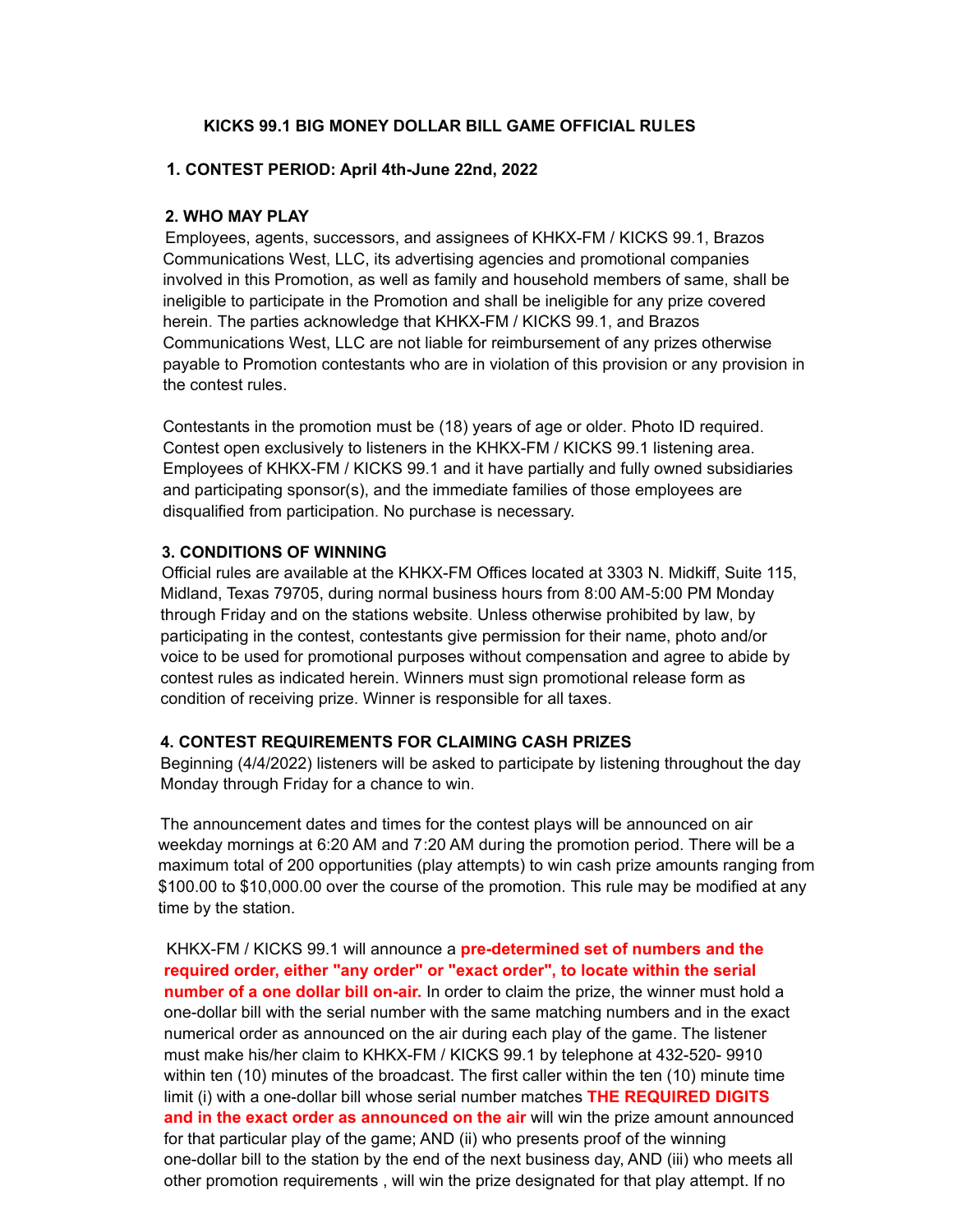# KICKS 99.1 BIG MONEY DOLLAR BILL GAME OFFICIAL RULES

## 1. CONTEST PERIOD: April 4th-June 22nd, 2022

## 2. WHO MAY PLAY

Employees, agents, successors, and assignees of KHKX-FM / KICKS 99.1, Brazos Communications West, LLC, its advertising agencies and promotional companies involved in this Promotion, as well as family and household members of same, shall be ineligible to participate in the Promotion and shall be ineligible for any prize covered herein. The parties acknowledge that KHKX-FM / KICKS 99.1, and Brazos Communications West, LLC are not liable for reimbursement of any prizes otherwise payable to Promotion contestants who are in violation of this provision or any provision in the contest rules.

Contestants in the promotion must be (18) years of age or older. Photo ID required. Contest open exclusively to listeners in the KHKX-FM / KICKS 99.1 listening area. Employees of KHKX-FM / KICKS 99.1 and it have partially and fully owned subsidiaries and participating sponsor(s), and the immediate families of those employees are disqualified from participation. No purchase is necessary.

## 3. CONDITIONS OF WINNING

Official rules are available at the KHKX-FM Offices located at 3303 N. Midkiff, Suite 115, Midland, Texas 79705, during normal business hours from 8:00 AM-5:00 PM Monday through Friday and on the stations website. Unless otherwise prohibited by law, by participating in the contest, contestants give permission for their name, photo and/or voice to be used for promotional purposes without compensation and agree to abide by contest rules as indicated herein. Winners must sign promotional release form as condition of receiving prize. Winner is responsible for all taxes.

## 4. CONTEST REQUIREMENTS FOR CLAIMING CASH PRIZES

Beginning (4/4/2022) listeners will be asked to participate by listening throughout the day Monday through Friday for a chance to win.

The announcement dates and times for the contest plays will be announced on air weekday mornings at 6:20 AM and 7:20 AM during the promotion period. There will be a maximum total of 200 opportunities (play attempts) to win cash prize amounts ranging from $100.00 to $10,000.00 over the course of the promotion. This rule may be modified at any time by the station.

KHKX-FM / KICKS 99.1 will announce a **pre-determined set of numbers and the required order, either "any order" or "exact order", to locate within the serial number of a one dollar bill on-air.** In order to claim the prize, the winner must hold a one-dollar bill with the serial number with the same matching numbers and in the exact numerical order as announced on the air during each play of the game. The listener must make his/her claim to KHKX-FM / KICKS 99.1 by telephone at 432-520- 9910 within ten (10) minutes of the broadcast. The first caller within the ten (10) minute time limit (i) with a one-dollar bill whose serial number matches **THE REQUIRED DIGITS and in the exact order as announced on the air** will win the prize amount announced for that particular play of the game; AND (ii) who presents proof of the winning one-dollar bill to the station by the end of the next business day, AND (iii) who meets all other promotion requirements , will win the prize designated for that play attempt. If no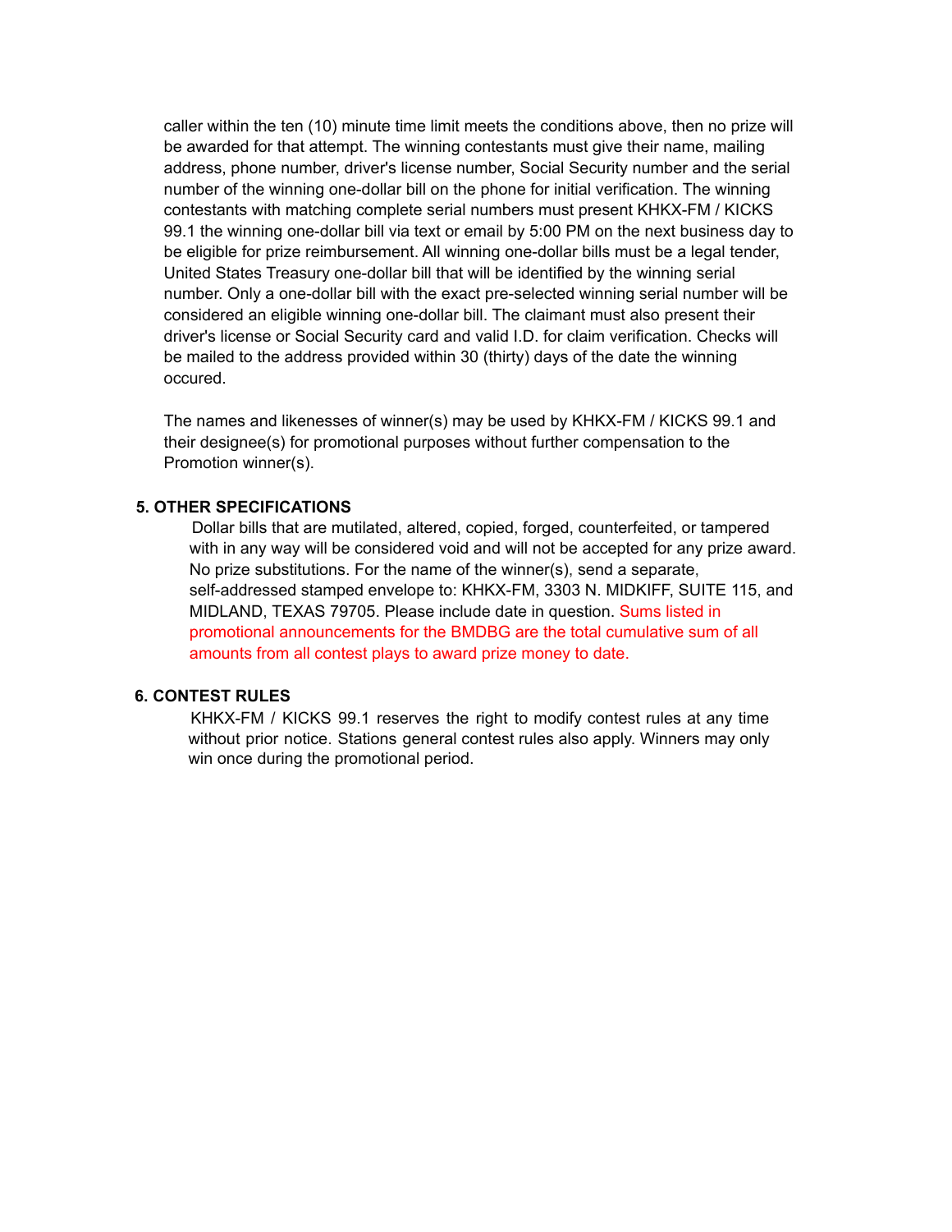caller within the ten (10) minute time limit meets the conditions above, then no prize will be awarded for that attempt. The winning contestants must give their name, mailing address, phone number, driver's license number, Social Security number and the serial number of the winning one-dollar bill on the phone for initial verification. The winning contestants with matching complete serial numbers must present KHKX-FM / KICKS 99.1 the winning one-dollar bill via text or email by 5:00 PM on the next business day to be eligible for prize reimbursement. All winning one-dollar bills must be a legal tender, United States Treasury one-dollar bill that will be identified by the winning serial number. Only a one-dollar bill with the exact pre-selected winning serial number will be considered an eligible winning one-dollar bill. The claimant must also present their driver's license or Social Security card and valid I.D. for claim verification. Checks will be mailed to the address provided within 30 (thirty) days of the date the winning occured.

The names and likenesses of winner(s) may be used by KHKX-FM / KICKS 99.1 and their designee(s) for promotional purposes without further compensation to the Promotion winner(s).

**5. OTHER SPECIFICATIONS**

Dollar bills that are mutilated, altered, copied, forged, counterfeited, or tampered with in any way will be considered void and will not be accepted for any prize award. No prize substitutions. For the name of the winner(s), send a separate, self-addressed stamped envelope to: KHKX-FM, 3303 N. MIDKIFF, SUITE 115, and MIDLAND, TEXAS 79705. Please include date in question. Sums listed in promotional announcements for the BMDBG are the total cumulative sum of all amounts from all contest plays to award prize money to date.

**6. CONTEST RULES**

KHKX-FM / KICKS 99.1 reserves the right to modify contest rules at any time without prior notice. Stations general contest rules also apply. Winners may only win once during the promotional period.